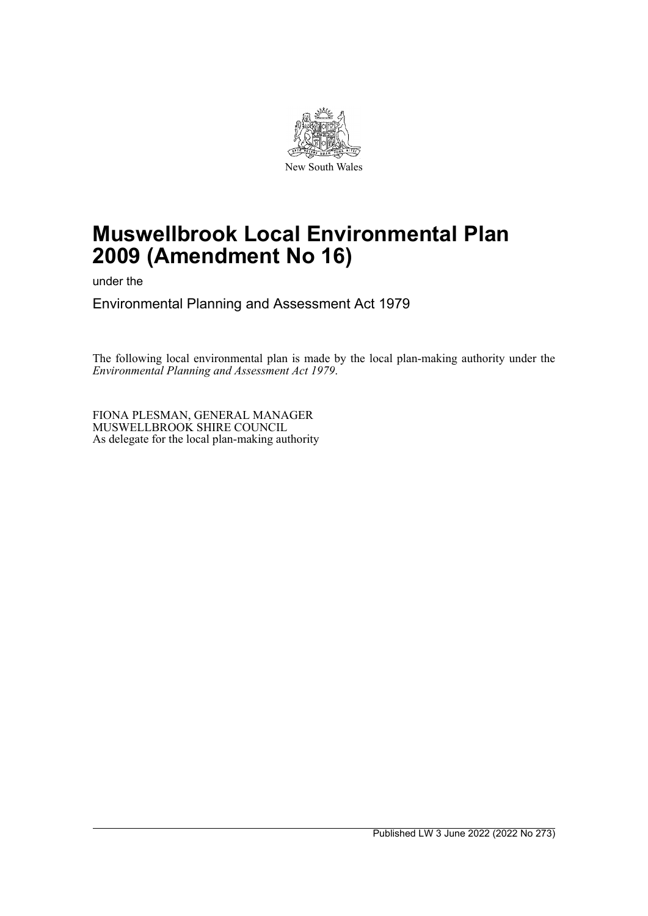New South Wales

# Muswellbrook Local Environmental Plan 2009 (Amendment No 16)

under the

Environmental Planning and Assessment Act 1979

The following local environmental plan is made by the local plan-making authority under the *Environmental Planning and Assessment Act 1979*.

FIONA PLESMAN, GENERAL MANAGER
MUSWELLBROOK SHIRE COUNCIL
As delegate for the local plan-making authority

Published LW 3 June 2022 (2022 No 273)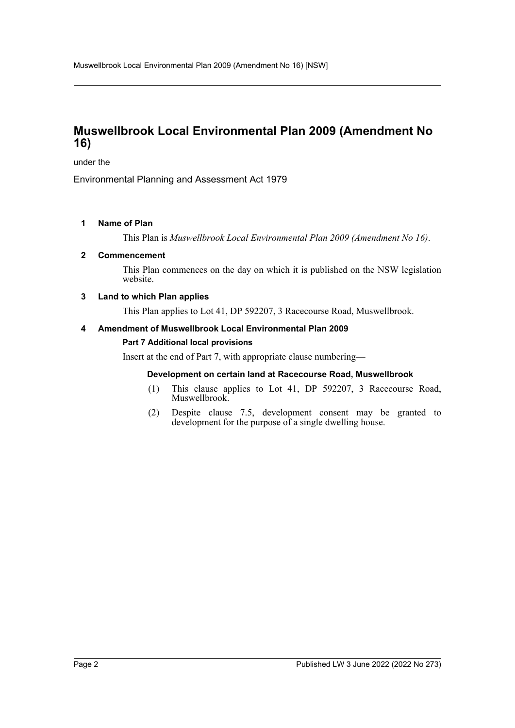# Muswellbrook Local Environmental Plan 2009 (Amendment No 16)

under the

Environmental Planning and Assessment Act 1979

## 1 Name of Plan

This Plan is *Muswellbrook Local Environmental Plan 2009 (Amendment No 16)*.

## 2 Commencement

This Plan commences on the day on which it is published on the NSW legislation website.

## 3 Land to which Plan applies

This Plan applies to Lot 41, DP 592207, 3 Racecourse Road, Muswellbrook.

## 4 Amendment of Muswellbrook Local Environmental Plan 2009

### Part 7 Additional local provisions

Insert at the end of Part 7, with appropriate clause numbering—

#### Development on certain land at Racecourse Road, Muswellbrook

(1) This clause applies to Lot 41, DP 592207, 3 Racecourse Road, Muswellbrook.

(2) Despite clause 7.5, development consent may be granted to development for the purpose of a single dwelling house.